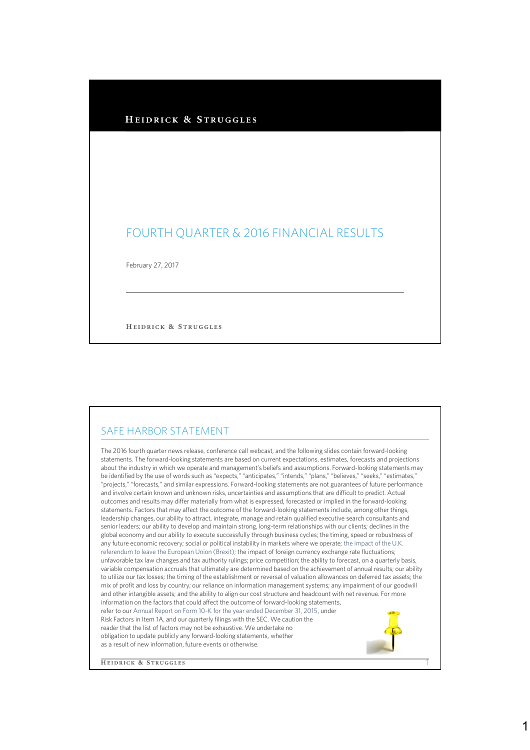HEIDRICK & STRUGGLES

# FOURTH QUARTER & 2016 FINANCIAL RESULTS

February 27, 2017

HEIDRICK & STRUGGLES

## SAFE HARBOR STATEMENT

The 2016 fourth quarter news release, conference call webcast, and the following slides contain forward-looking statements. The forward-looking statements are based on current expectations, estimates, forecasts and projections about the industry in which we operate and management's beliefs and assumptions. Forward-looking statements may be identified by the use of words such as "expects," "anticipates," "intends," "plans," "believes," "seeks," "estimates," "projects," "forecasts," and similar expressions. Forward-looking statements are not guarantees of future performance and involve certain known and unknown risks, uncertainties and assumptions that are difficult to predict. Actual outcomes and results may differ materially from what is expressed, forecasted or implied in the forward-looking statements. Factors that may affect the outcome of the forward-looking statements include, among other things, leadership changes, our ability to attract, integrate, manage and retain qualified executive search consultants and senior leaders; our ability to develop and maintain strong, long-term relationships with our clients; declines in the global economy and our ability to execute successfully through business cycles; the timing, speed or robustness of any future economic recovery; social or political instability in markets where we operate; the impact of the U.K. referendum to leave the European Union (Brexit); the impact of foreign currency exchange rate fluctuations; unfavorable tax law changes and tax authority rulings; price competition; the ability to forecast, on a quarterly basis, variable compensation accruals that ultimately are determined based on the achievement of annual results; our ability to utilize our tax losses; the timing of the establishment or reversal of valuation allowances on deferred tax assets; the mix of profit and loss by country; our reliance on information management systems; any impairment of our goodwill and other intangible assets; and the ability to align our cost structure and headcount with net revenue. For more information on the factors that could affect the outcome of forward-looking statements, refer to our Annual Report on Form 10-K for the year ended December 31, 2015, under Risk Factors in Item 1A, and our quarterly filings with the SEC. We caution the reader that the list of factors may not be exhaustive. We undertake no obligation to update publicly any forward-looking statements, whether as a result of new information, future events or otherwise.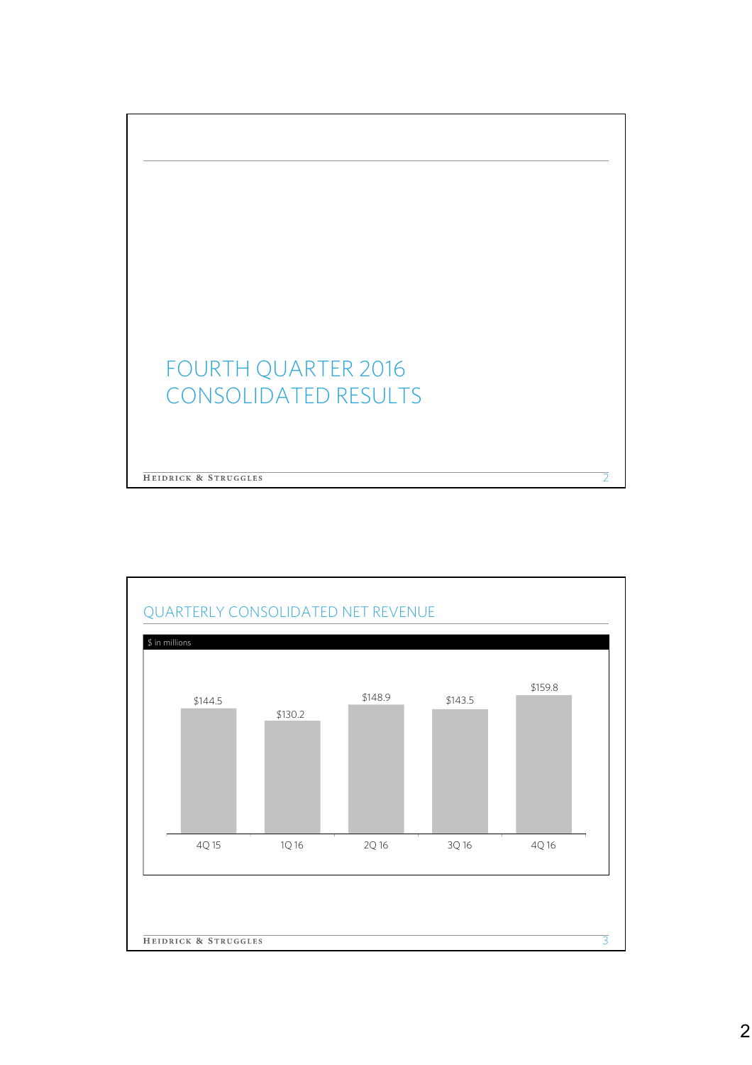# FOURTH QUARTER 2016 CONSOLIDATED RESULTS

## QUARTERLY CONSOLIDATED NET REVENUE

$ in millions

| 4Q 15 | 1Q 16 | 2Q 16 | 3Q 16 | 4Q 16 |
|---|---|---|---|---|
| $144.5 | $130.2 | $148.9 | $143.5 | $159.8 |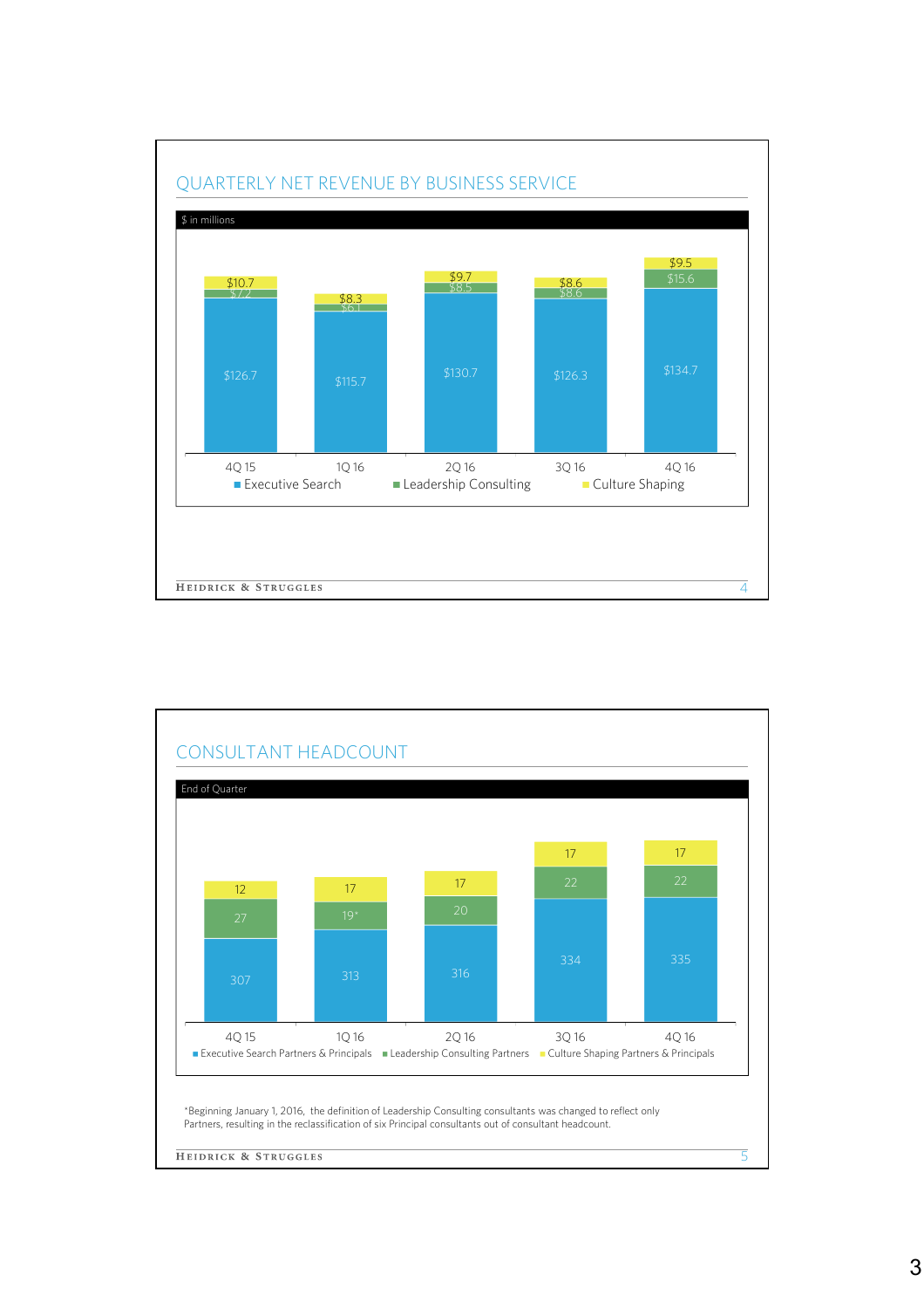## QUARTERLY NET REVENUE BY BUSINESS SERVICE

$ in millions

| | 4Q 15 | 1Q 16 | 2Q 16 | 3Q 16 | 4Q 16 |
|---|---|---|---|---|---|
| Executive Search | $126.7 | $115.7 | $130.7 | $126.3 | $134.7 |
| Leadership Consulting | $7.2 | $6.1 | $8.5 | $8.6 | $15.6 |
| Culture Shaping | $10.7 | $8.3 | $9.7 | $8.6 | $9.5 |

## CONSULTANT HEADCOUNT

End of Quarter

| | 4Q 15 | 1Q 16 | 2Q 16 | 3Q 16 | 4Q 16 |
|---|---|---|---|---|---|
| Executive Search Partners & Principals | 307 | 313 | 316 | 334 | 335 |
| Leadership Consulting Partners | 27 | 19* | 20 | 22 | 22 |
| Culture Shaping Partners & Principals | 12 | 17 | 17 | 17 | 17 |

*Beginning January 1, 2016, the definition of Leadership Consulting consultants was changed to reflect only Partners, resulting in the reclassification of six Principal consultants out of consultant headcount.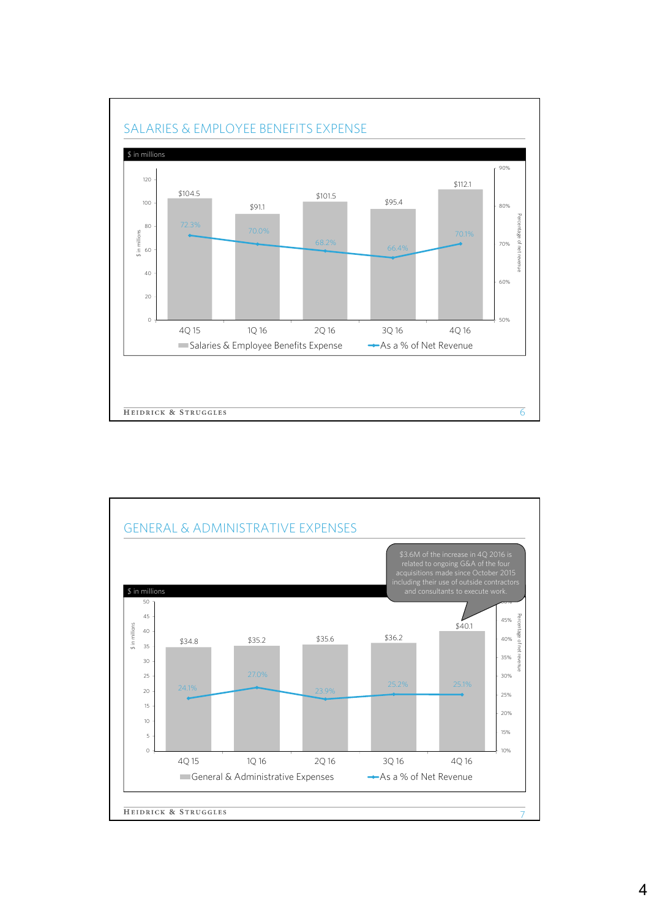## SALARIES & EMPLOYEE BENEFITS EXPENSE

$ in millions

| | 4Q 15 | 1Q 16 | 2Q 16 | 3Q 16 | 4Q 16 |
|---|---|---|---|---|---|
| Salaries & Employee Benefits Expense | $104.5 | $91.1 | $101.5 | $95.4 | $112.1 |
| As a % of Net Revenue | 72.3% | 70.0% | 68.2% | 66.4% | 70.1% |

## GENERAL & ADMINISTRATIVE EXPENSES

$3.6M of the increase in 4Q 2016 is related to ongoing G&A of the four acquisitions made since October 2015 including their use of outside contractors and consultants to execute work.

$ in millions

| | 4Q 15 | 1Q 16 | 2Q 16 | 3Q 16 | 4Q 16 |
|---|---|---|---|---|---|
| General & Administrative Expenses | $34.8 | $35.2 | $35.6 | $36.2 | $40.1 |
| As a % of Net Revenue | 24.1% | 27.0% | 23.9% | 25.2% | 25.1% |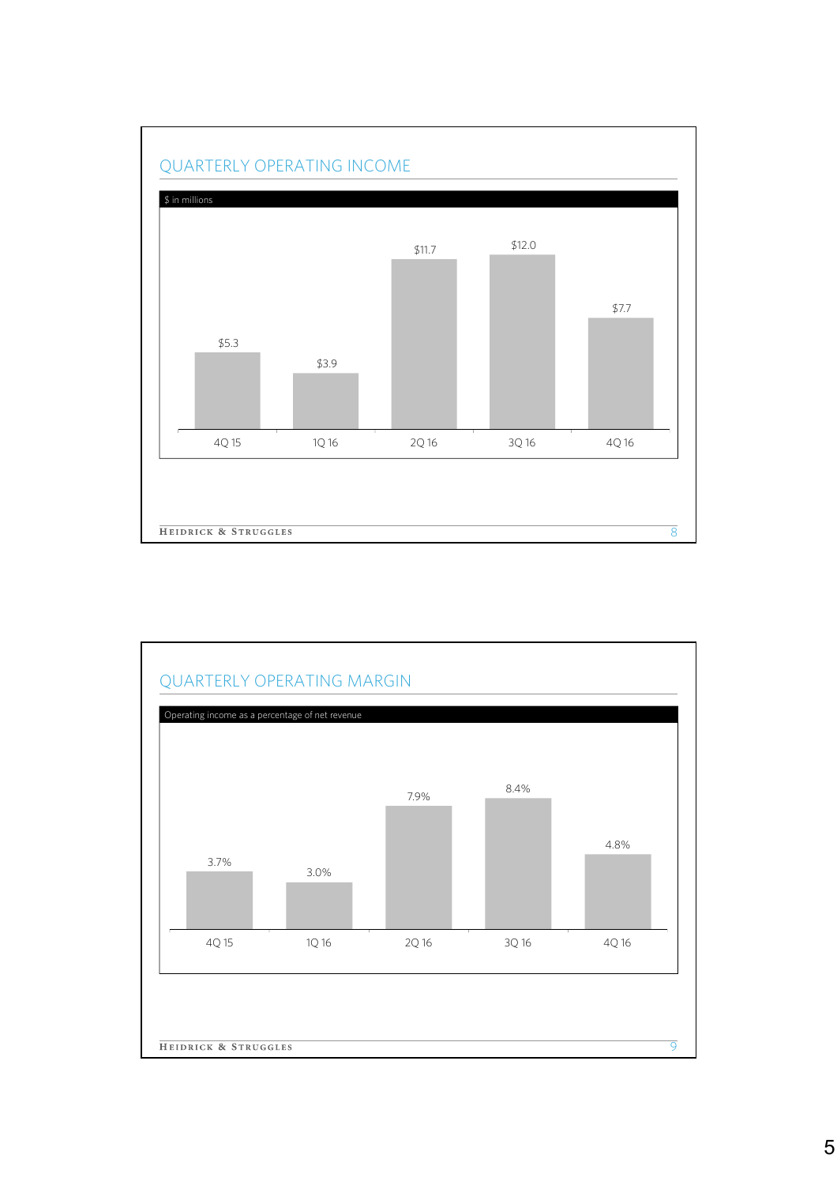## QUARTERLY OPERATING INCOME

$ in millions

| 4Q 15 | 1Q 16 | 2Q 16 | 3Q 16 | 4Q 16 |
| --- | --- | --- | --- | --- |
| $5.3 | $3.9 | $11.7 | $12.0 | $7.7 |

## QUARTERLY OPERATING MARGIN

Operating income as a percentage of net revenue

| 4Q 15 | 1Q 16 | 2Q 16 | 3Q 16 | 4Q 16 |
| --- | --- | --- | --- | --- |
| 3.7% | 3.0% | 7.9% | 8.4% | 4.8% |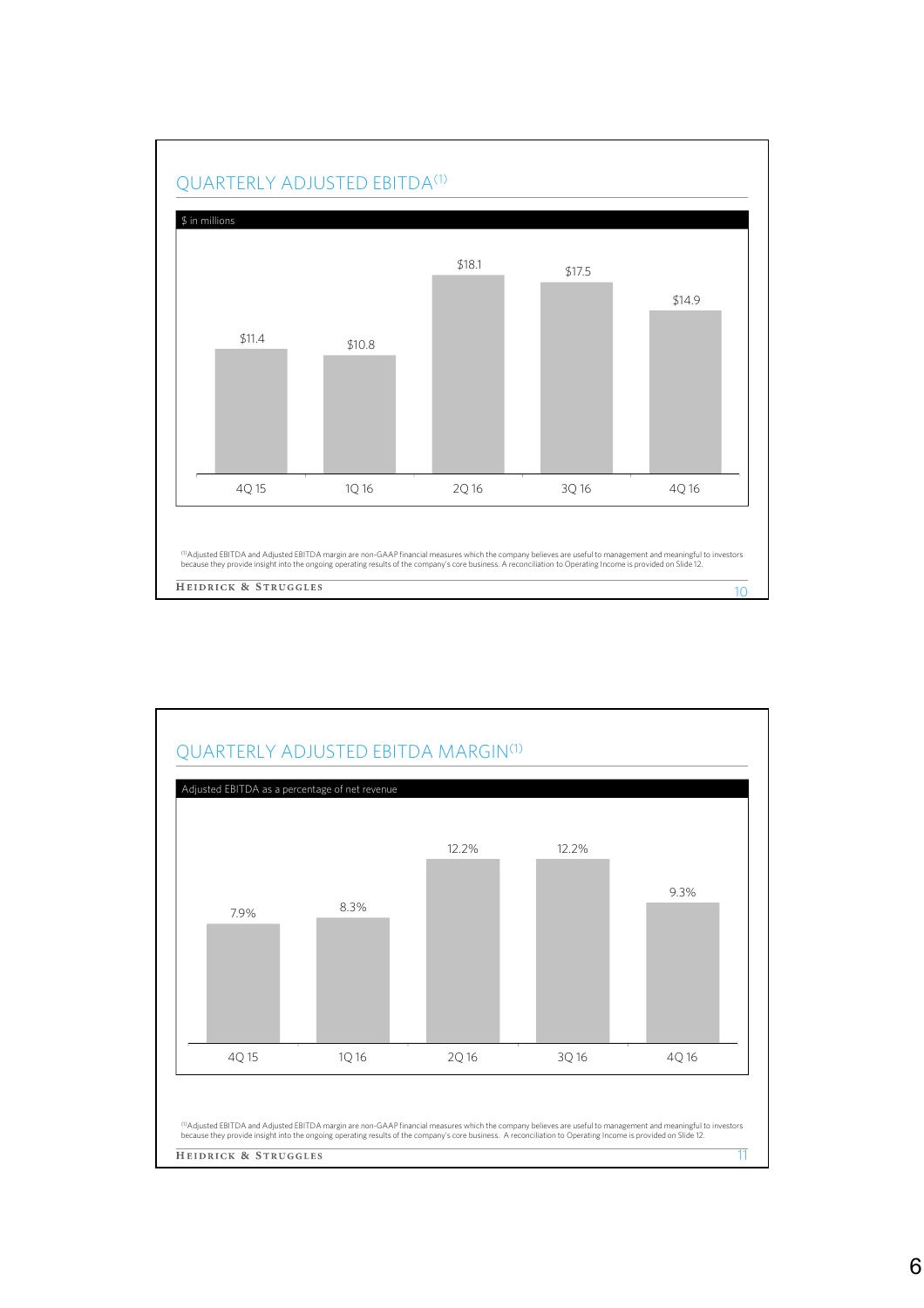## QUARTERLY ADJUSTED EBITDA[1]

$ in millions

| 4Q 15 | 1Q 16 | 2Q 16 | 3Q 16 | 4Q 16 |
|---|---|---|---|---|
| $11.4 | $10.8 | $18.1 | $17.5 | $14.9 |

[1]Adjusted EBITDA and Adjusted EBITDA margin are non-GAAP financial measures which the company believes are useful to management and meaningful to investors because they provide insight into the ongoing operating results of the company's core business. A reconciliation to Operating Income is provided on Slide 12.

HEIDRICK & STRUGGLES

## QUARTERLY ADJUSTED EBITDA MARGIN[1]

Adjusted EBITDA as a percentage of net revenue

| 4Q 15 | 1Q 16 | 2Q 16 | 3Q 16 | 4Q 16 |
|---|---|---|---|---|
| 7.9% | 8.3% | 12.2% | 12.2% | 9.3% |

[1]Adjusted EBITDA and Adjusted EBITDA margin are non-GAAP financial measures which the company believes are useful to management and meaningful to investors because they provide insight into the ongoing operating results of the company's core business. A reconciliation to Operating Income is provided on Slide 12.

HEIDRICK & STRUGGLES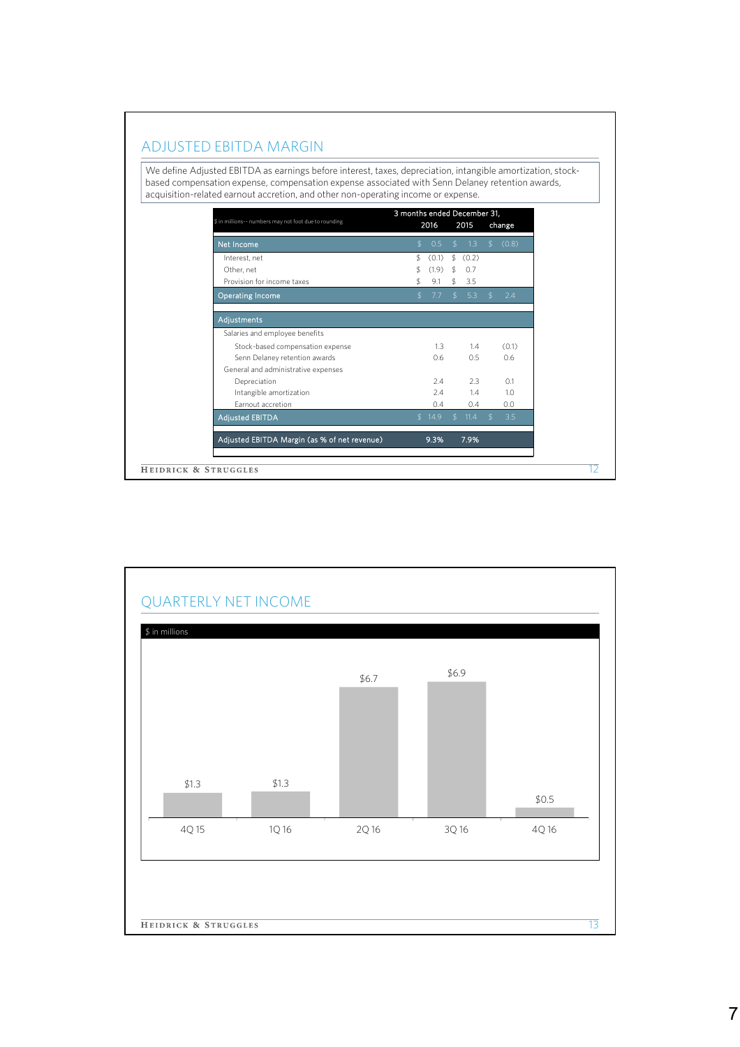## ADJUSTED EBITDA MARGIN

We define Adjusted EBITDA as earnings before interest, taxes, depreciation, intangible amortization, stock-based compensation expense, compensation expense associated with Senn Delaney retention awards, acquisition-related earnout accretion, and other non-operating income or expense.

| $ in millions-- numbers may not foot due to rounding | 3 months ended December 31, 2016 | 2015 | change |
|---|---|---|---|
| **Net Income** | $ 0.5 | $ 1.3 | $ (0.8) |
| Interest, net | $ (0.1) | $ (0.2) | |
| Other, net | $ (1.9) | $ 0.7 | |
| Provision for income taxes | $ 9.1 | $ 3.5 | |
| **Operating Income** | $ 7.7 | $ 5.3 | $ 2.4 |
| **Adjustments** | | | |
| Salaries and employee benefits | | | |
| Stock-based compensation expense | 1.3 | 1.4 | (0.1) |
| Senn Delaney retention awards | 0.6 | 0.5 | 0.6 |
| General and administrative expenses | | | |
| Depreciation | 2.4 | 2.3 | 0.1 |
| Intangible amortization | 2.4 | 1.4 | 1.0 |
| Earnout accretion | 0.4 | 0.4 | 0.0 |
| **Adjusted EBITDA** | $ 14.9 | $ 11.4 | $ 3.5 |
| **Adjusted EBITDA Margin (as % of net revenue)** | 9.3% | 7.9% | |

## QUARTERLY NET INCOME

$ in millions

| Quarter | Net Income |
|---|---|
| 4Q 15 | $1.3 |
| 1Q 16 | $1.3 |
| 2Q 16 | $6.7 |
| 3Q 16 | $6.9 |
| 4Q 16 | $0.5 |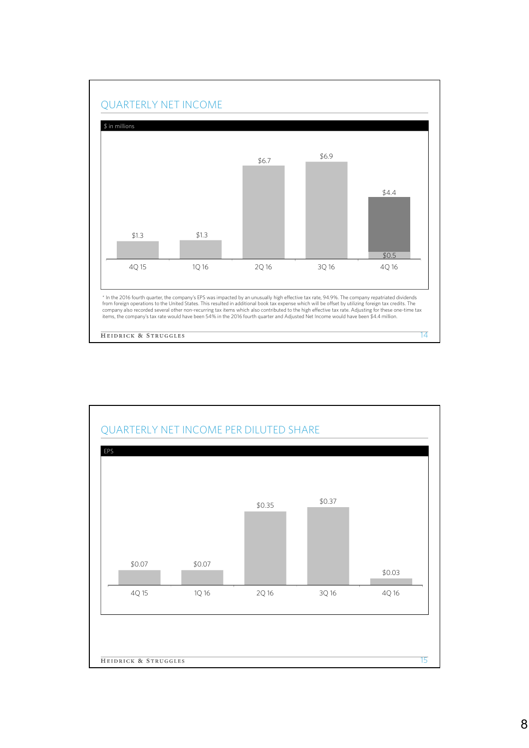## QUARTERLY NET INCOME

$ in millions

| | 4Q 15 | 1Q 16 | 2Q 16 | 3Q 16 | 4Q 16 |
|---|---|---|---|---|---|
| Net Income | $1.3 | $1.3 | $6.7 | $6.9 | $0.5 |
| Adjusted Net Income | | | | | $4.4 |

\* In the 2016 fourth quarter, the company's EPS was impacted by an unusually high effective tax rate, 94.9%. The company repatriated dividends from foreign operations to the United States. This resulted in additional book tax expense which will be offset by utilizing foreign tax credits. The company also recorded several other non-recurring tax items which also contributed to the high effective tax rate. Adjusting for these one-time tax items, the company's tax rate would have been 54% in the 2016 fourth quarter and Adjusted Net Income would have been $4.4 million.

## QUARTERLY NET INCOME PER DILUTED SHARE

EPS

| 4Q 15 | 1Q 16 | 2Q 16 | 3Q 16 | 4Q 16 |
|---|---|---|---|---|
| $0.07 | $0.07 | $0.35 | $0.37 | $0.03 |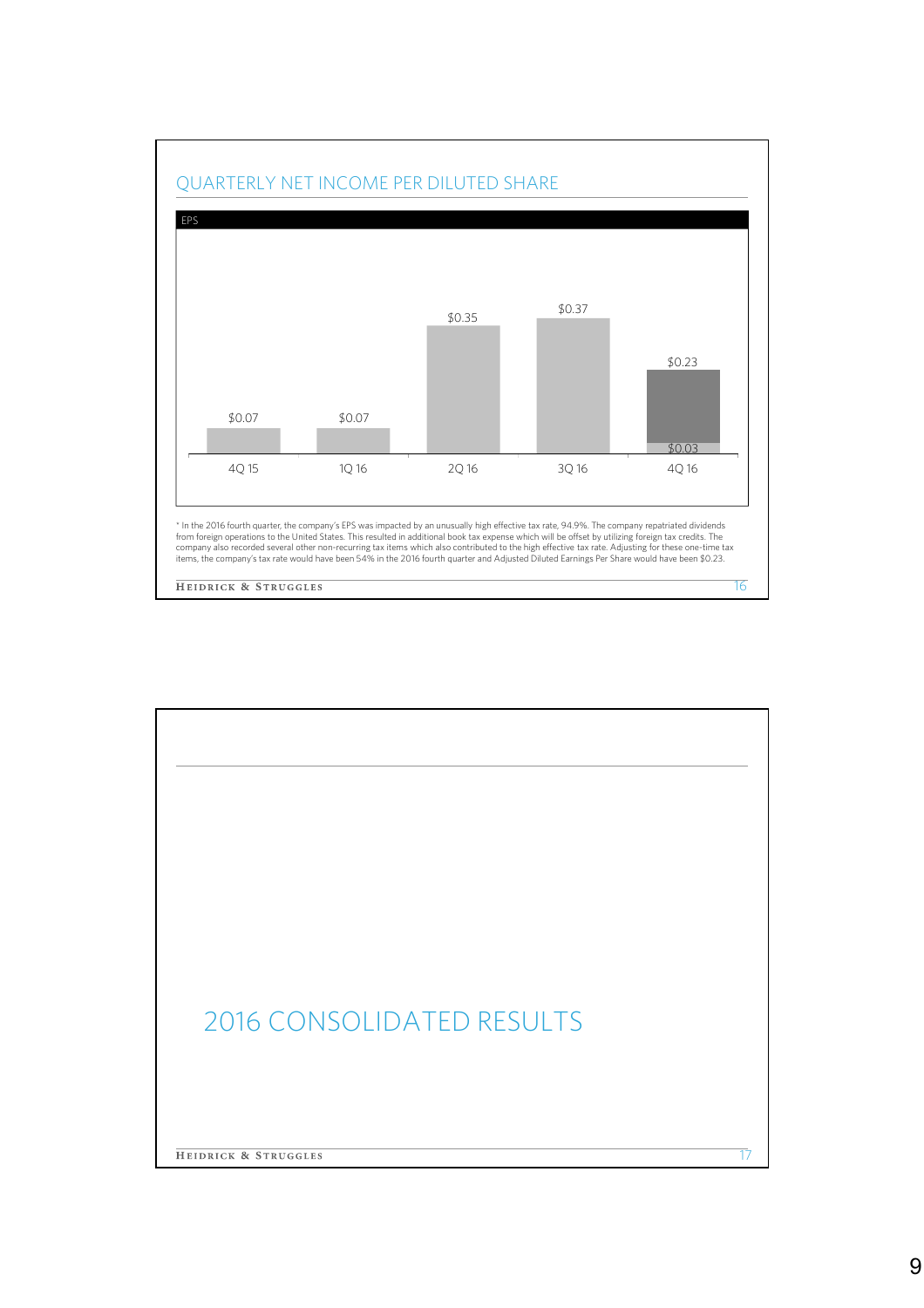## QUARTERLY NET INCOME PER DILUTED SHARE

EPS

| Quarter | EPS |
|---|---|
| 4Q 15 | $0.07 |
| 1Q 16 | $0.07 |
| 2Q 16 | $0.35 |
| 3Q 16 | $0.37 |
| 4Q 16 | $0.03 ($0.23) |

* In the 2016 fourth quarter, the company's EPS was impacted by an unusually high effective tax rate, 94.9%. The company repatriated dividends from foreign operations to the United States. This resulted in additional book tax expense which will be offset by utilizing foreign tax credits. The company also recorded several other non-recurring tax items which also contributed to the high effective tax rate. Adjusting for these one-time tax items, the company's tax rate would have been 54% in the 2016 fourth quarter and Adjusted Diluted Earnings Per Share would have been $0.23.

## 2016 CONSOLIDATED RESULTS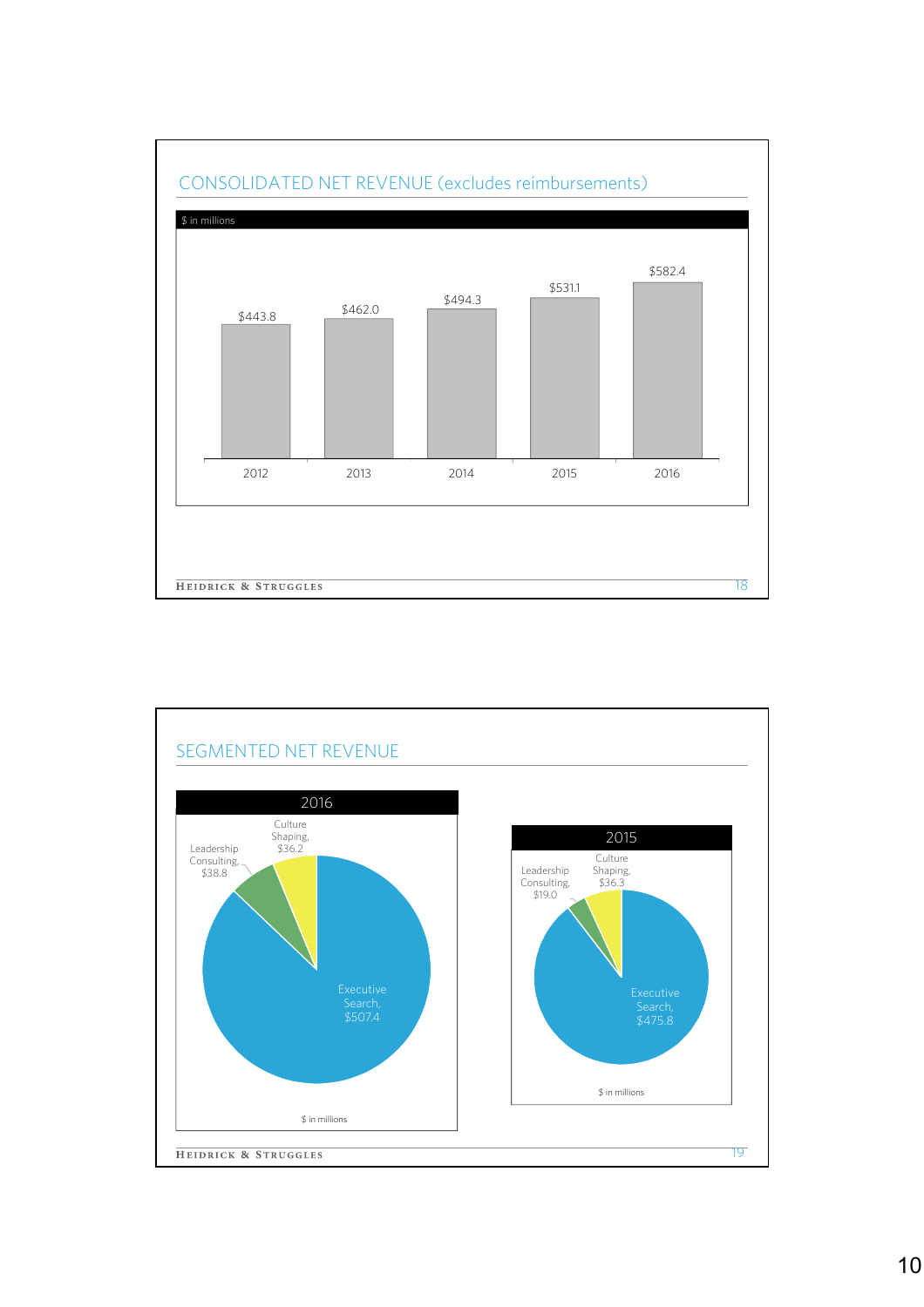## CONSOLIDATED NET REVENUE (excludes reimbursements)

$ in millions

| Year | Net Revenue |
|---|---|
| 2012 | $443.8 |
| 2013 | $462.0 |
| 2014 | $494.3 |
| 2015 | $531.1 |
| 2016 | $582.4 |

## SEGMENTED NET REVENUE

**2016**

| Segment | Net Revenue |
|---|---|
| Executive Search | $507.4 |
| Leadership Consulting | $38.8 |
| Culture Shaping | $36.2 |

$ in millions

**2015**

| Segment | Net Revenue |
|---|---|
| Executive Search | $475.8 |
| Leadership Consulting | $19.0 |
| Culture Shaping | $36.3 |

$ in millions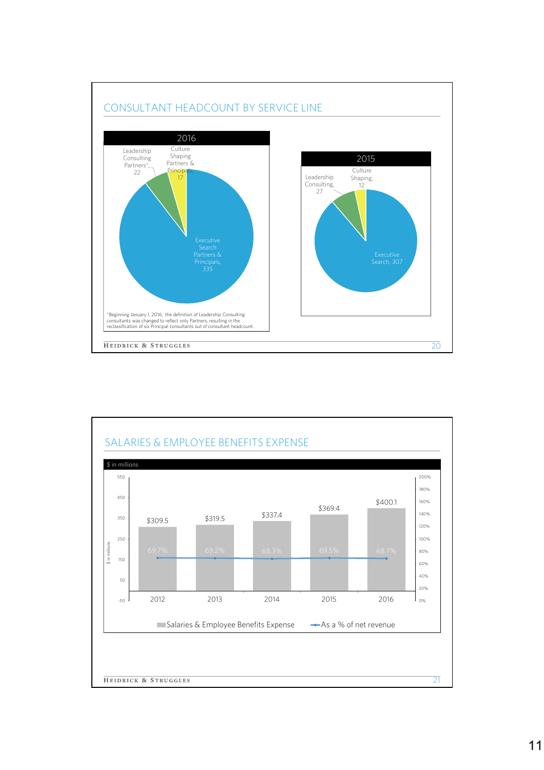## CONSULTANT HEADCOUNT BY SERVICE LINE

### 2016

| Service Line | Headcount |
|---|---|
| Executive Search Partners & Principals | 335 |
| Leadership Consulting Partners* | 22 |
| Culture Shaping Partners & Principals | 17 |

*Beginning January 1, 2016, the definition of Leadership Consulting consultants was changed to reflect only Partners, resulting in the reclassification of six Principal consultants out of consultant headcount.

### 2015

| Service Line | Headcount |
|---|---|
| Executive Search | 307 |
| Leadership Consulting | 27 |
| Culture Shaping | 12 |

## SALARIES & EMPLOYEE BENEFITS EXPENSE

$ in millions

| Year | Salaries & Employee Benefits Expense | As a % of net revenue |
|---|---|---|
| 2012 | $309.5 | 69.7% |
| 2013 | $319.5 | 69.2% |
| 2014 | $337.4 | 68.3% |
| 2015 | $369.4 | 69.5% |
| 2016 | $400.1 | 68.7% |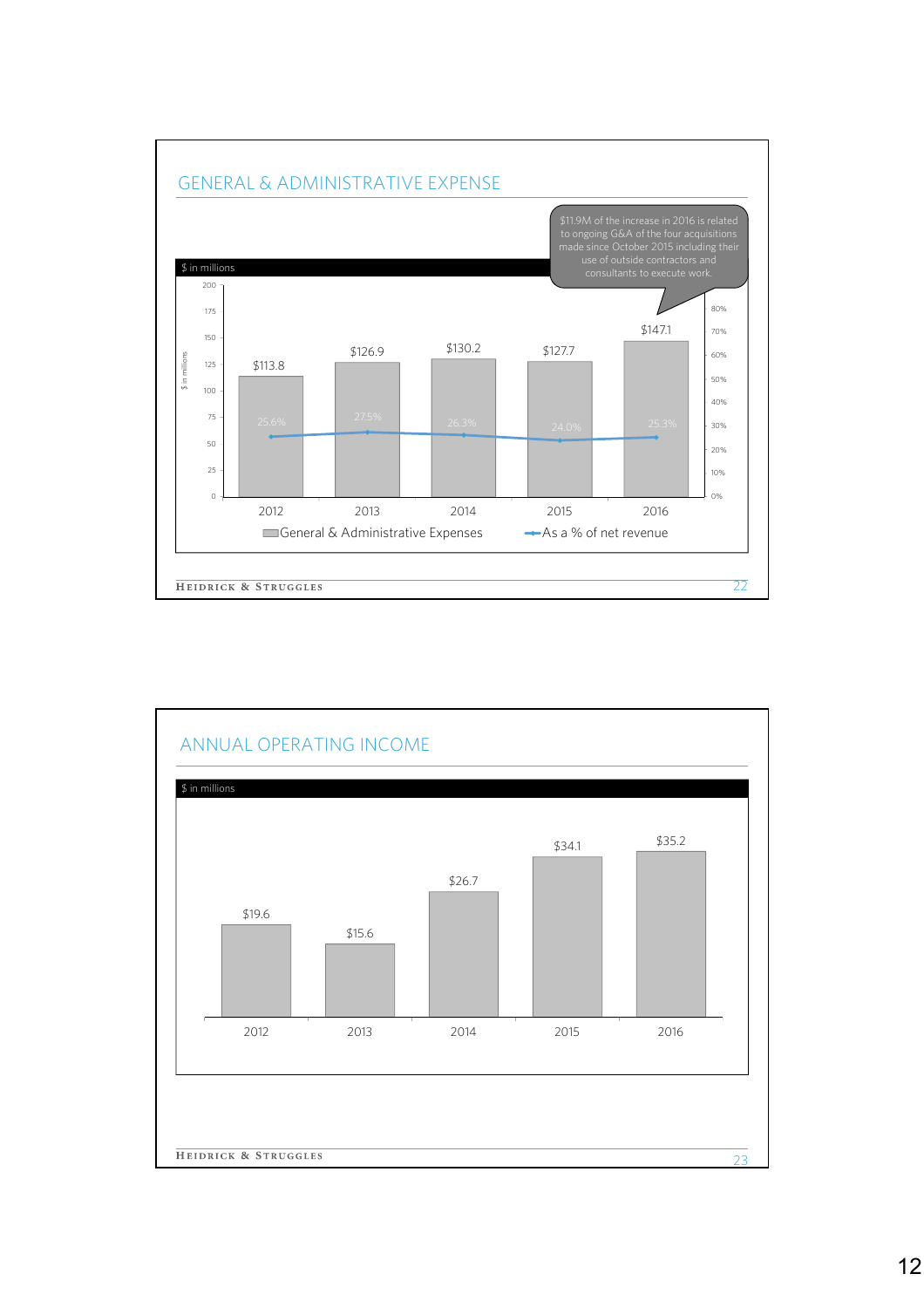## GENERAL & ADMINISTRATIVE EXPENSE

$11.9M of the increase in 2016 is related to ongoing G&A of the four acquisitions made since October 2015 including their use of outside contractors and consultants to execute work.

$ in millions

| Year | General & Administrative Expenses | As a % of net revenue |
|---|---|---|
| 2012 | $113.8 | 25.6% |
| 2013 | $126.9 | 27.5% |
| 2014 | $130.2 | 26.3% |
| 2015 | $127.7 | 24.0% |
| 2016 | $147.1 | 25.3% |

## ANNUAL OPERATING INCOME

$ in millions

| Year | Operating Income |
|---|---|
| 2012 | $19.6 |
| 2013 | $15.6 |
| 2014 | $26.7 |
| 2015 | $34.1 |
| 2016 | $35.2 |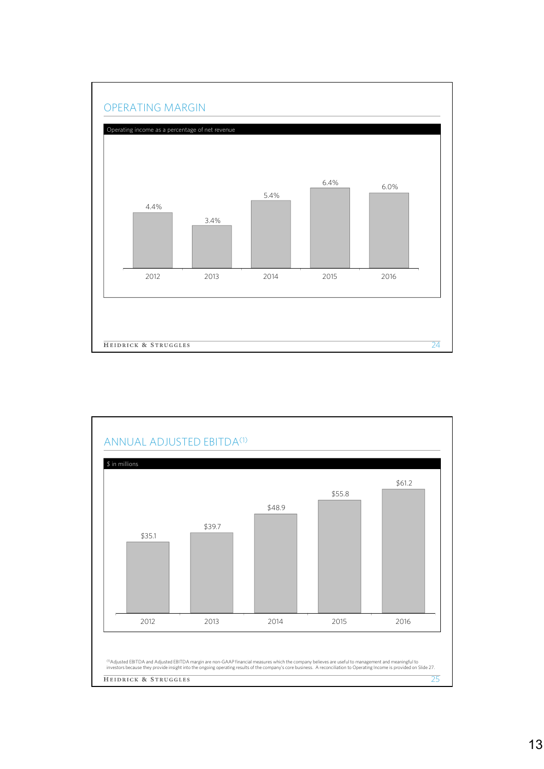## OPERATING MARGIN

Operating income as a percentage of net revenue

| 2012 | 2013 | 2014 | 2015 | 2016 |
|---|---|---|---|---|
| 4.4% | 3.4% | 5.4% | 6.4% | 6.0% |

## ANNUAL ADJUSTED EBITDA[1]

$ in millions

| 2012 | 2013 | 2014 | 2015 | 2016 |
|---|---|---|---|---|
| $35.1 | $39.7 | $48.9 | $55.8 | $61.2 |

[1]Adjusted EBITDA and Adjusted EBITDA margin are non-GAAP financial measures which the company believes are useful to management and meaningful to investors because they provide insight into the ongoing operating results of the company's core business. A reconciliation to Operating Income is provided on Slide 27.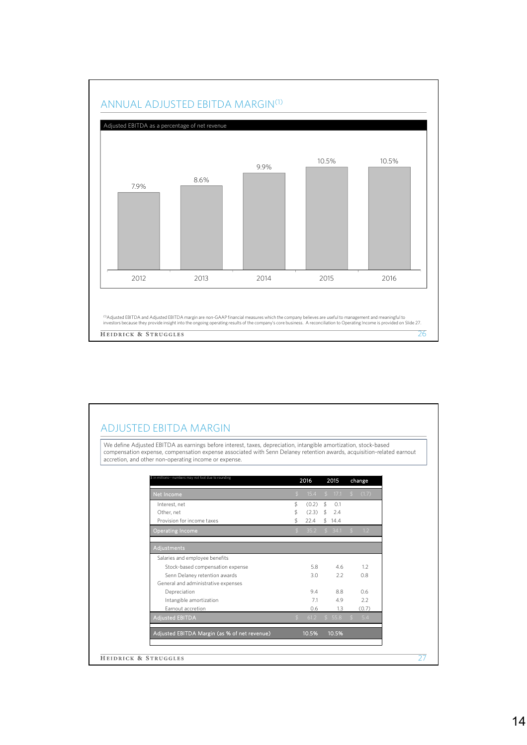## ANNUAL ADJUSTED EBITDA MARGIN[1]

Adjusted EBITDA as a percentage of net revenue

| Year | Adjusted EBITDA Margin |
|---|---|
| 2012 | 7.9% |
| 2013 | 8.6% |
| 2014 | 9.9% |
| 2015 | 10.5% |
| 2016 | 10.5% |

[1]Adjusted EBITDA and Adjusted EBITDA margin are non-GAAP financial measures which the company believes are useful to management and meaningful to investors because they provide insight into the ongoing operating results of the company's core business. A reconciliation to Operating Income is provided on Slide 27.

## ADJUSTED EBITDA MARGIN

We define Adjusted EBITDA as earnings before interest, taxes, depreciation, intangible amortization, stock-based compensation expense, compensation expense associated with Senn Delaney retention awards, acquisition-related earnout accretion, and other non-operating income or expense.

| $ in millions-- numbers may not foot due to rounding | 2016 | 2015 | change |
|---|---|---|---|
| Net Income | $ 15.4 | $ 17.1 | $ (1.7) |
| Interest, net | $ (0.2) | $ 0.1 | |
| Other, net | $ (2.3) | $ 2.4 | |
| Provision for income taxes | $ 22.4 | $ 14.4 | |
| Operating Income | $ 35.2 | $ 34.1 | $ 1.2 |
| | | | |
| Adjustments | | | |
| Salaries and employee benefits | | | |
| Stock-based compensation expense | 5.8 | 4.6 | 1.2 |
| Senn Delaney retention awards | 3.0 | 2.2 | 0.8 |
| General and administrative expenses | | | |
| Depreciation | 9.4 | 8.8 | 0.6 |
| Intangible amortization | 7.1 | 4.9 | 2.2 |
| Earnout accretion | 0.6 | 1.3 | (0.7) |
| Adjusted EBITDA | $ 61.2 | $ 55.8 | $ 5.4 |
| | | | |
| Adjusted EBITDA Margin (as % of net revenue) | 10.5% | 10.5% | |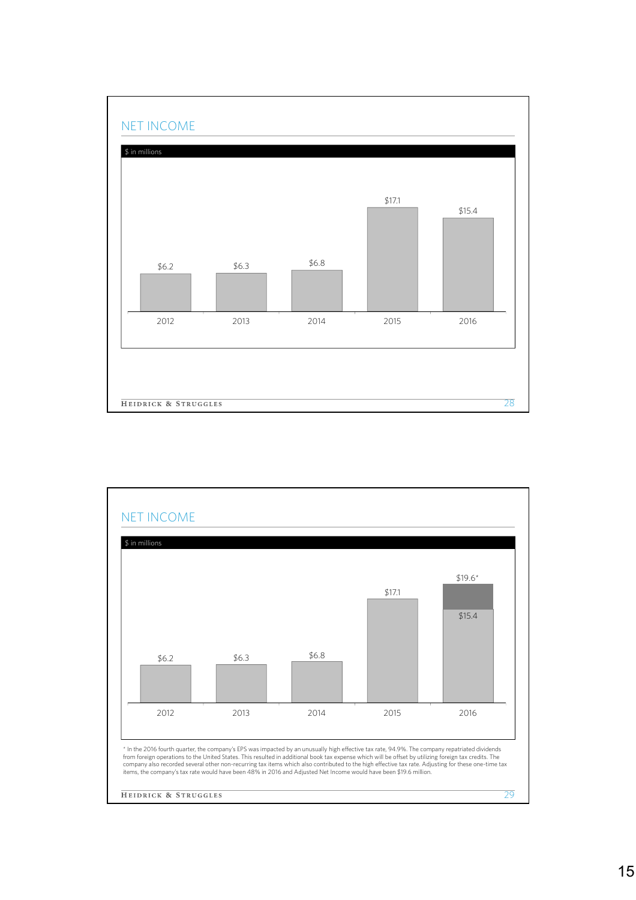## NET INCOME

$ in millions

| Year | Net Income |
|---|---|
| 2012 | $6.2 |
| 2013 | $6.3 |
| 2014 | $6.8 |
| 2015 | $17.1 |
| 2016 | $15.4 |

## NET INCOME

$ in millions

| Year | Net Income |
|---|---|
| 2012 | $6.2 |
| 2013 | $6.3 |
| 2014 | $6.8 |
| 2015 | $17.1 |
| 2016 | $15.4 / $19.6* |

* In the 2016 fourth quarter, the company's EPS was impacted by an unusually high effective tax rate, 94.9%. The company repatriated dividends from foreign operations to the United States. This resulted in additional book tax expense which will be offset by utilizing foreign tax credits. The company also recorded several other non-recurring tax items which also contributed to the high effective tax rate. Adjusting for these one-time tax items, the company's tax rate would have been 48% in 2016 and Adjusted Net Income would have been $19.6 million.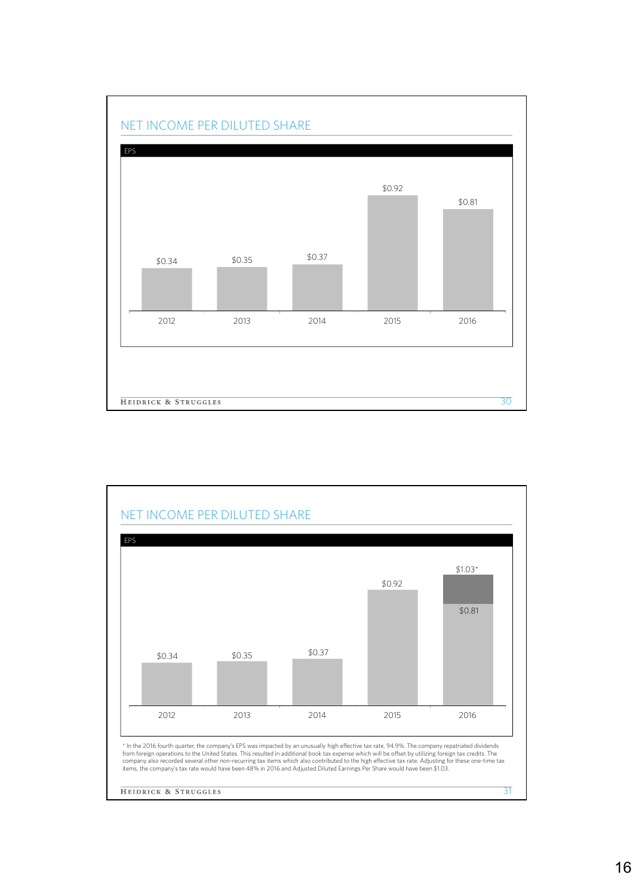## NET INCOME PER DILUTED SHARE

EPS

| Year | EPS |
|---|---|
| 2012 | $0.34 |
| 2013 | $0.35 |
| 2014 | $0.37 |
| 2015 | $0.92 |
| 2016 | $0.81 |

## NET INCOME PER DILUTED SHARE

EPS

| Year | EPS |
|---|---|
| 2012 | $0.34 |
| 2013 | $0.35 |
| 2014 | $0.37 |
| 2015 | $0.92 |
| 2016 | $0.81 / $1.03* |

* In the 2016 fourth quarter, the company's EPS was impacted by an unusually high effective tax rate, 94.9%. The company repatriated dividends from foreign operations to the United States. This resulted in additional book tax expense which will be offset by utilizing foreign tax credits. The company also recorded several other non-recurring tax items which also contributed to the high effective tax rate. Adjusting for these one-time tax items, the company's tax rate would have been 48% in 2016 and Adjusted Diluted Earnings Per Share would have been $1.03.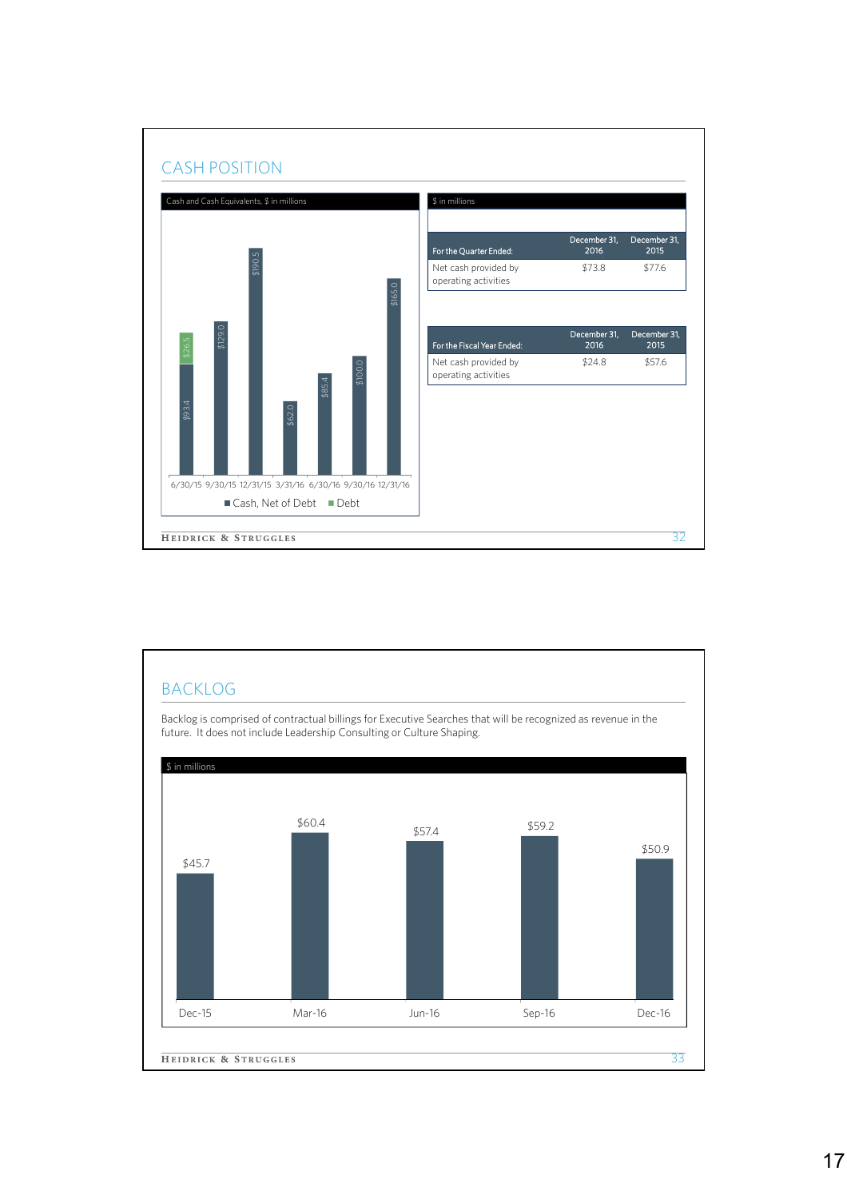## CASH POSITION

Cash and Cash Equivalents, $ in millions

| Date | Cash, Net of Debt | Debt |
|---|---|---|
| 6/30/15 | $93.4 | $26.5 |
| 9/30/15 | $129.0 | |
| 12/31/15 | $190.5 | |
| 3/31/16 | $62.0 | |
| 6/30/16 | $85.4 | |
| 9/30/16 | $100.0 | |
| 12/31/16 | $165.0 | |

$ in millions

| For the Quarter Ended: | December 31, 2016 | December 31, 2015 |
|---|---|---|
| Net cash provided by operating activities | $73.8 | $77.6 |

| For the Fiscal Year Ended: | December 31, 2016 | December 31, 2015 |
|---|---|---|
| Net cash provided by operating activities | $24.8 | $57.6 |

## BACKLOG

Backlog is comprised of contractual billings for Executive Searches that will be recognized as revenue in the future. It does not include Leadership Consulting or Culture Shaping.

$ in millions

| Dec-15 | Mar-16 | Jun-16 | Sep-16 | Dec-16 |
|---|---|---|---|---|
| $45.7 | $60.4 | $57.4 | $59.2 | $50.9 |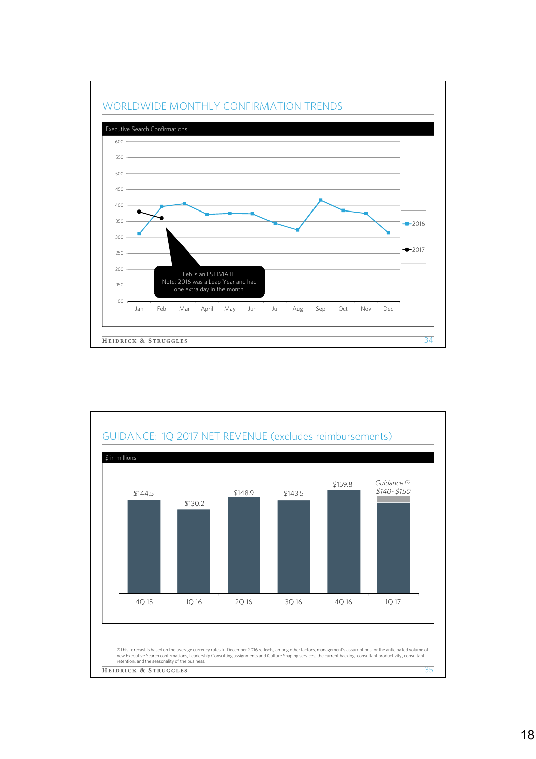## WORLDWIDE MONTHLY CONFIRMATION TRENDS

Executive Search Confirmations

| | Jan | Feb | Mar | April | May | Jun | Jul | Aug | Sep | Oct | Nov | Dec |
|---|---|---|---|---|---|---|---|---|---|---|---|---|
| 2016 | ~310 | ~395 | ~405 | ~372 | ~375 | ~374 | ~345 | ~322 | ~415 | ~384 | ~374 | ~312 |
| 2017 | ~380 | ~360 | | | | | | | | | | |

Feb is an ESTIMATE.
Note: 2016 was a Leap Year and had one extra day in the month.

## GUIDANCE: 1Q 2017 NET REVENUE (excludes reimbursements)

$ in millions

| 4Q 15 | 1Q 16 | 2Q 16 | 3Q 16 | 4Q 16 | 1Q 17 |
|---|---|---|---|---|---|
| $144.5 | $130.2 | $148.9 | $143.5 | $159.8 | *Guidance [1]: $140- $150* |

[1] This forecast is based on the average currency rates in December 2016 reflects, among other factors, management's assumptions for the anticipated volume of new Executive Search confirmations, Leadership Consulting assignments and Culture Shaping services, the current backlog, consultant productivity, consultant retention, and the seasonality of the business.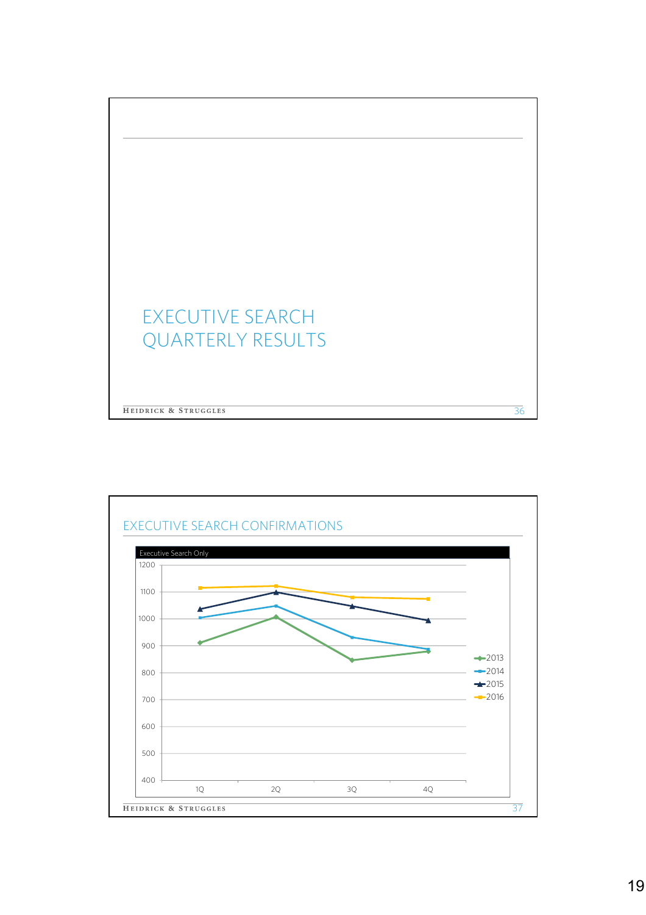# EXECUTIVE SEARCH QUARTERLY RESULTS

## EXECUTIVE SEARCH CONFIRMATIONS

Executive Search Only

1200
1100
1000
900
800
700
600
500
400

1Q 2Q 3Q 4Q

2013
2014
2015
2016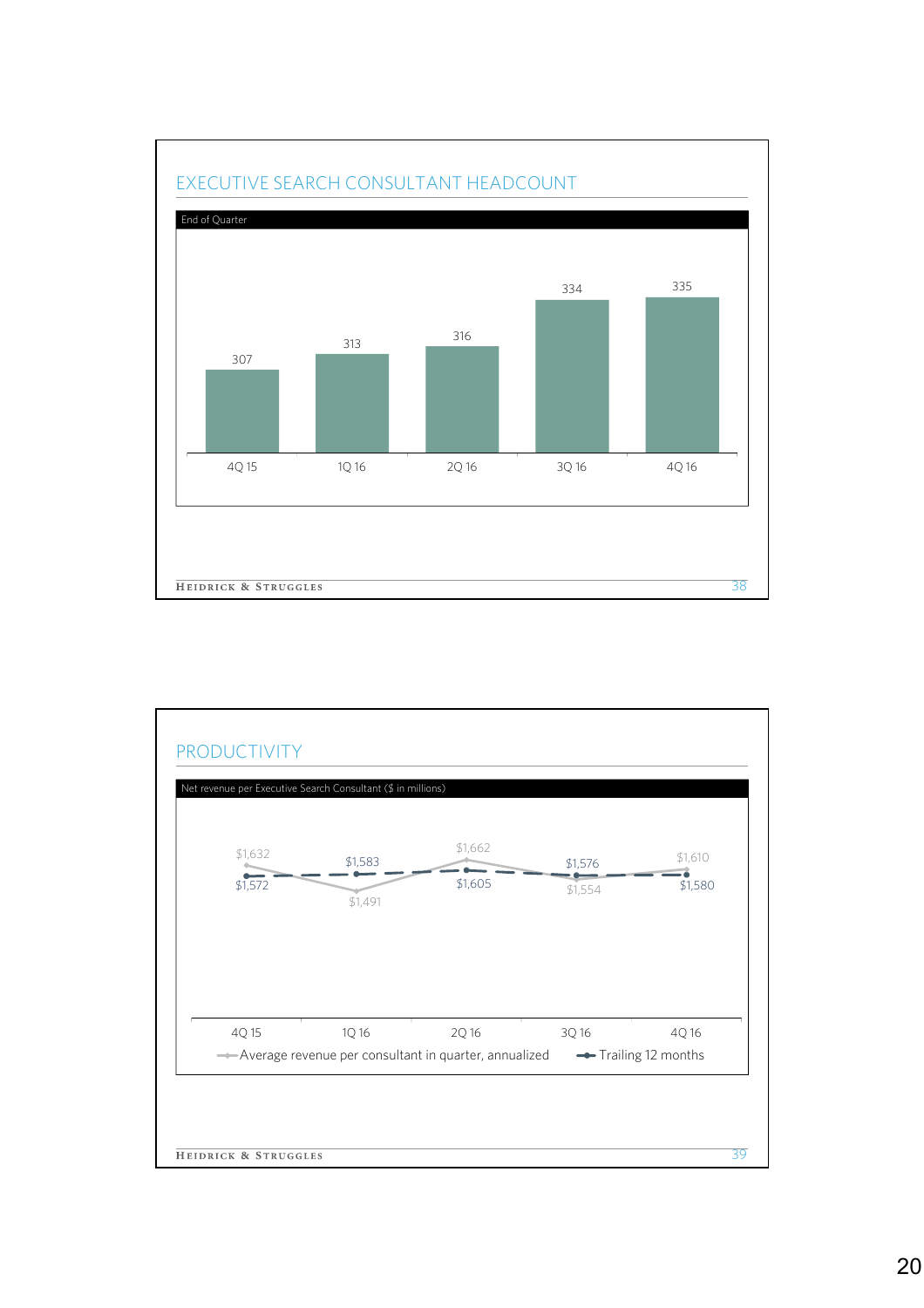## EXECUTIVE SEARCH CONSULTANT HEADCOUNT

End of Quarter

| 4Q 15 | 1Q 16 | 2Q 16 | 3Q 16 | 4Q 16 |
|---|---|---|---|---|
| 307 | 313 | 316 | 334 | 335 |

## PRODUCTIVITY

Net revenue per Executive Search Consultant ($ in millions)

| | 4Q 15 | 1Q 16 | 2Q 16 | 3Q 16 | 4Q 16 |
|---|---|---|---|---|---|
| Average revenue per consultant in quarter, annualized | $1,632 | $1,491 | $1,662 | $1,554 | $1,610 |
| Trailing 12 months | $1,572 | $1,583 | $1,605 | $1,576 | $1,580 |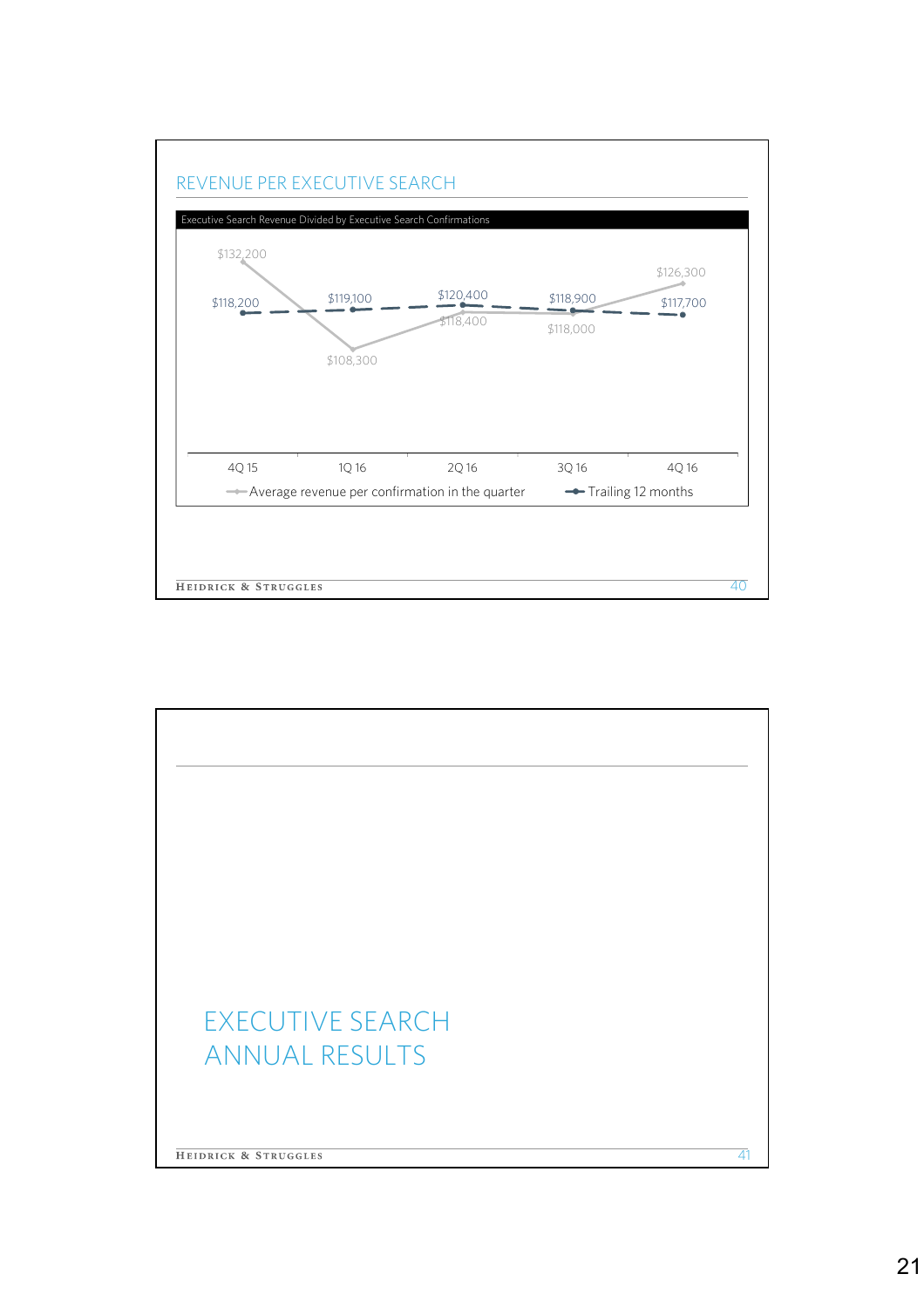## REVENUE PER EXECUTIVE SEARCH

Executive Search Revenue Divided by Executive Search Confirmations

| | 4Q 15 | 1Q 16 | 2Q 16 | 3Q 16 | 4Q 16 |
|---|---|---|---|---|---|
| Average revenue per confirmation in the quarter | $132,200 | $108,300 | $118,400 | $118,000 | $126,300 |
| Trailing 12 months | $118,200 | $119,100 | $120,400 | $118,900 | $117,700 |

## EXECUTIVE SEARCH ANNUAL RESULTS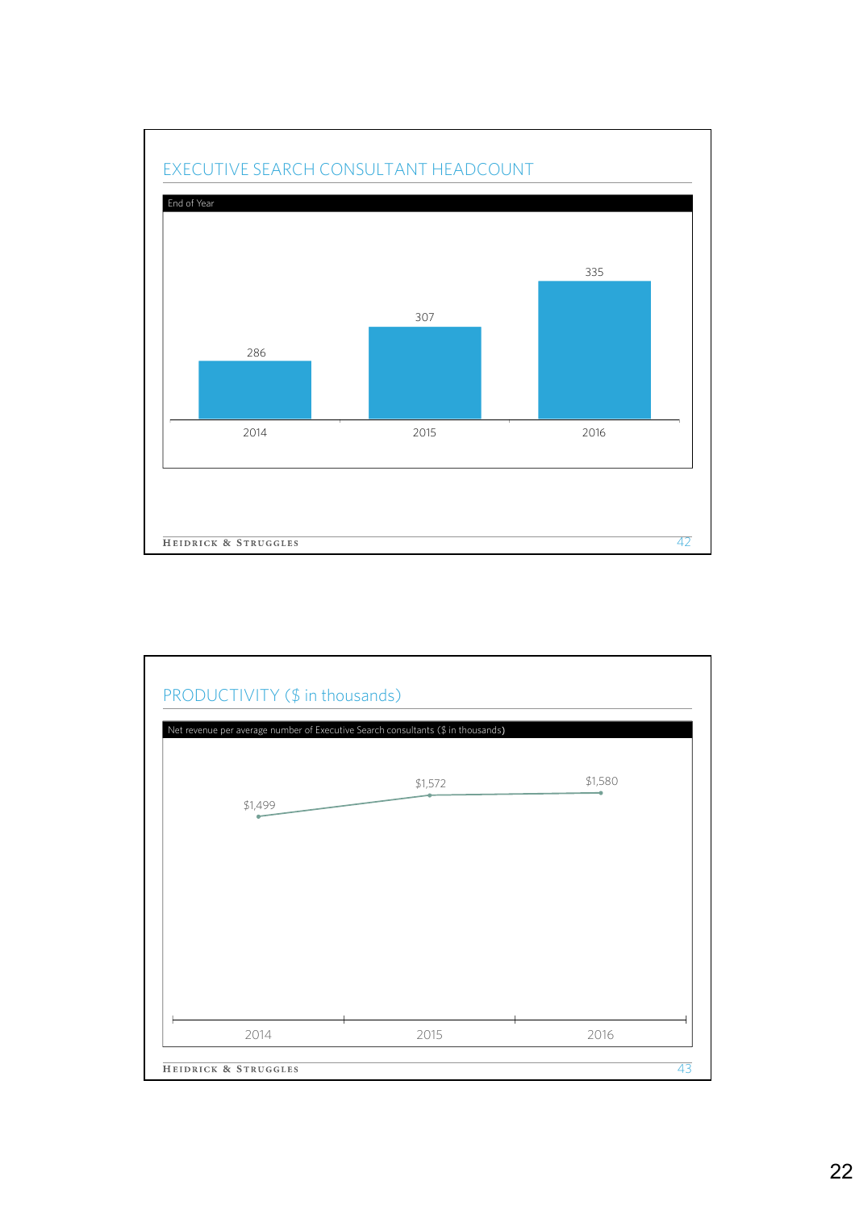## EXECUTIVE SEARCH CONSULTANT HEADCOUNT

End of Year

| 2014 | 2015 | 2016 |
|---|---|---|
| 286 | 307 | 335 |

## PRODUCTIVITY ($ in thousands)

Net revenue per average number of Executive Search consultants ($ in thousands)

| 2014 | 2015 | 2016 |
|---|---|---|
| $1,499 | $1,572 | $1,580 |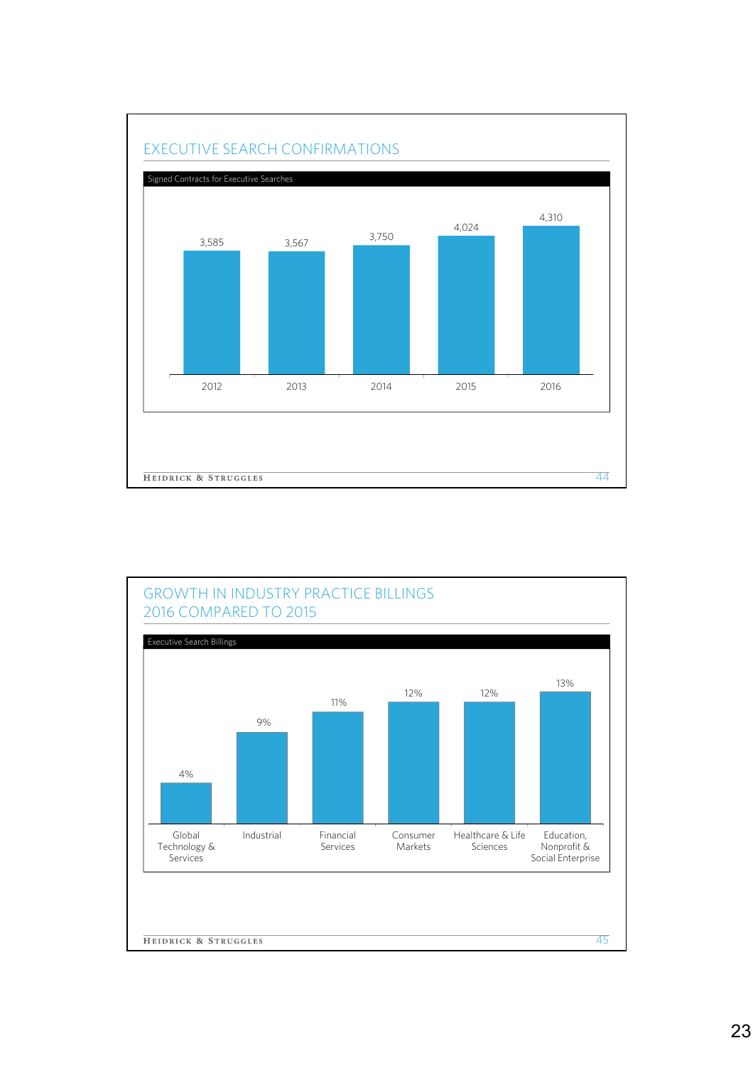## EXECUTIVE SEARCH CONFIRMATIONS

Signed Contracts for Executive Searches

| Year | Signed Contracts |
|---|---|
| 2012 | 3,585 |
| 2013 | 3,567 |
| 2014 | 3,750 |
| 2015 | 4,024 |
| 2016 | 4,310 |

## GROWTH IN INDUSTRY PRACTICE BILLINGS 2016 COMPARED TO 2015

Executive Search Billings

| Industry Practice | Growth |
|---|---|
| Global Technology & Services | 4% |
| Industrial | 9% |
| Financial Services | 11% |
| Consumer Markets | 12% |
| Healthcare & Life Sciences | 12% |
| Education, Nonprofit & Social Enterprise | 13% |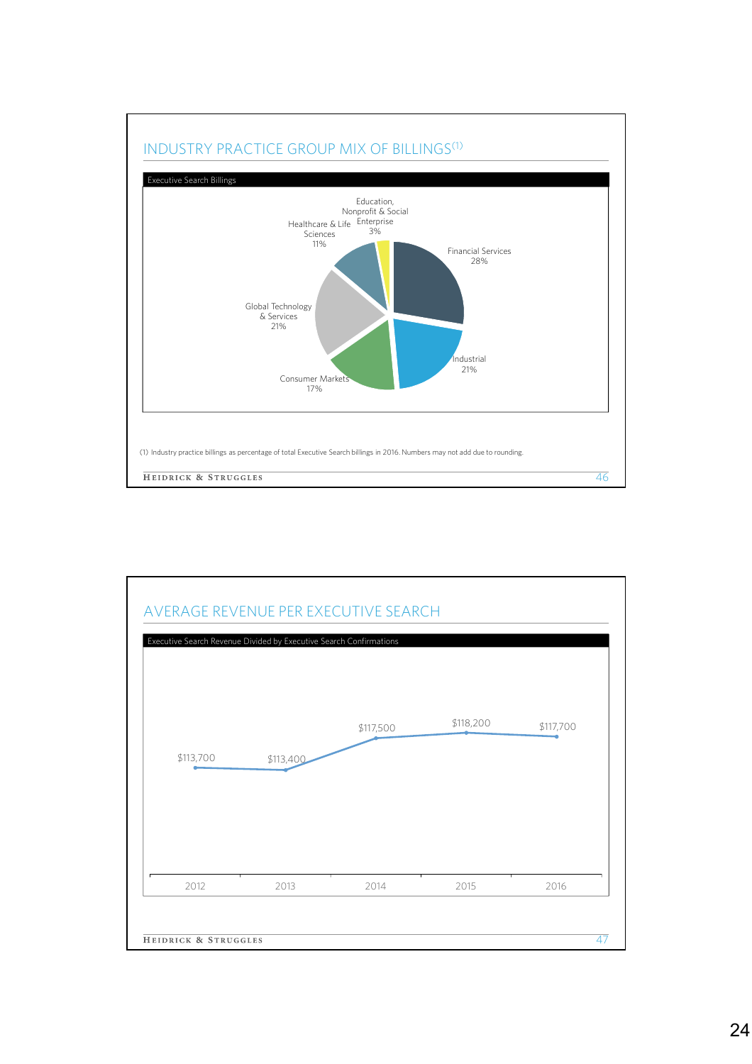## INDUSTRY PRACTICE GROUP MIX OF BILLINGS[1]

Executive Search Billings

| Industry Practice Group | Share |
|---|---|
| Financial Services | 28% |
| Industrial | 21% |
| Consumer Markets | 17% |
| Global Technology & Services | 21% |
| Healthcare & Life Sciences | 11% |
| Education, Nonprofit & Social Enterprise | 3% |

(1) Industry practice billings as percentage of total Executive Search billings in 2016. Numbers may not add due to rounding.

## AVERAGE REVENUE PER EXECUTIVE SEARCH

Executive Search Revenue Divided by Executive Search Confirmations

| 2012 | 2013 | 2014 | 2015 | 2016 |
|---|---|---|---|---|
| $113,700 | $113,400 | $117,500 | $118,200 | $117,700 |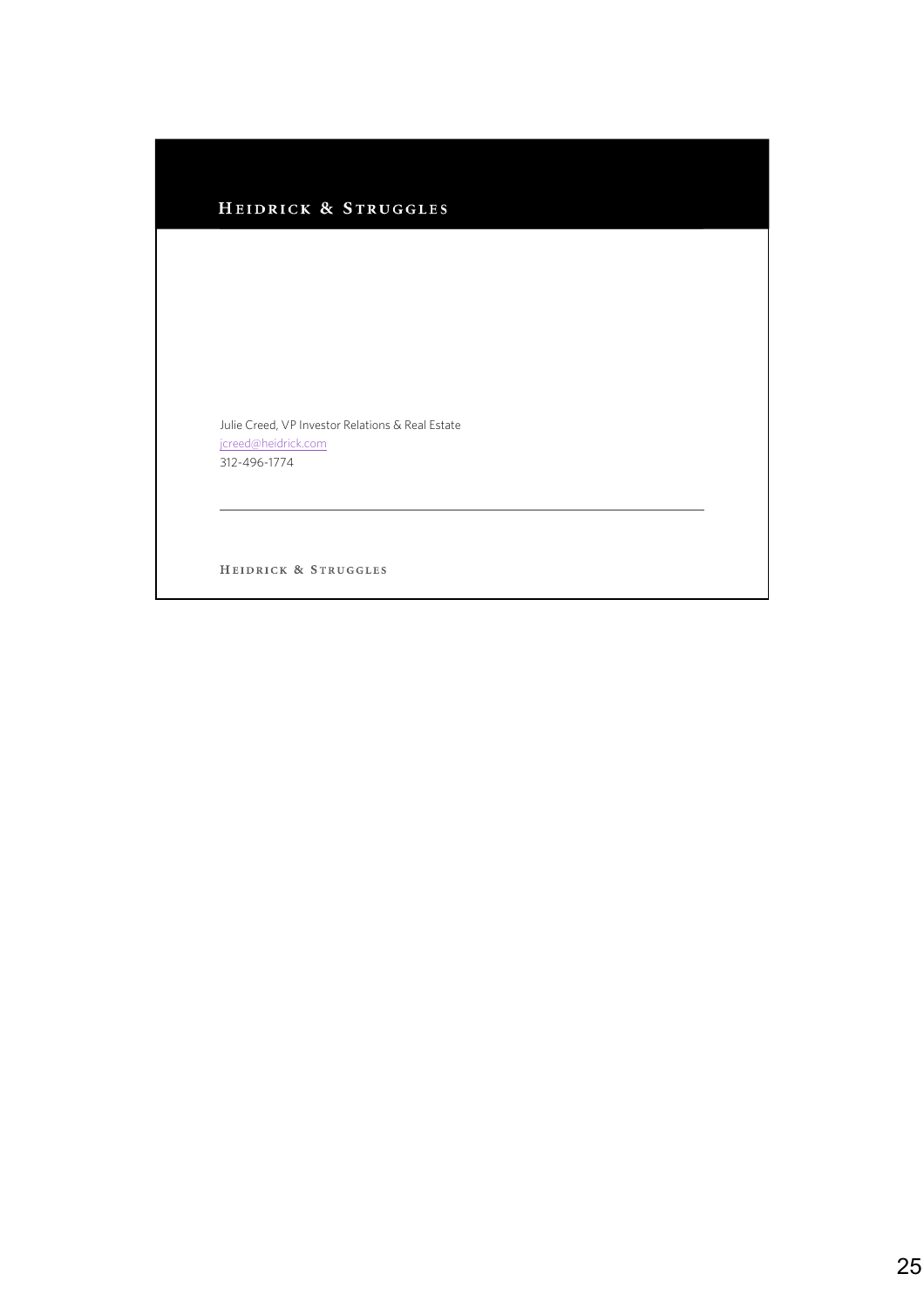HEIDRICK & STRUGGLES

Julie Creed, VP Investor Relations & Real Estate
jcreed@heidrick.com
312-496-1774

HEIDRICK & STRUGGLES